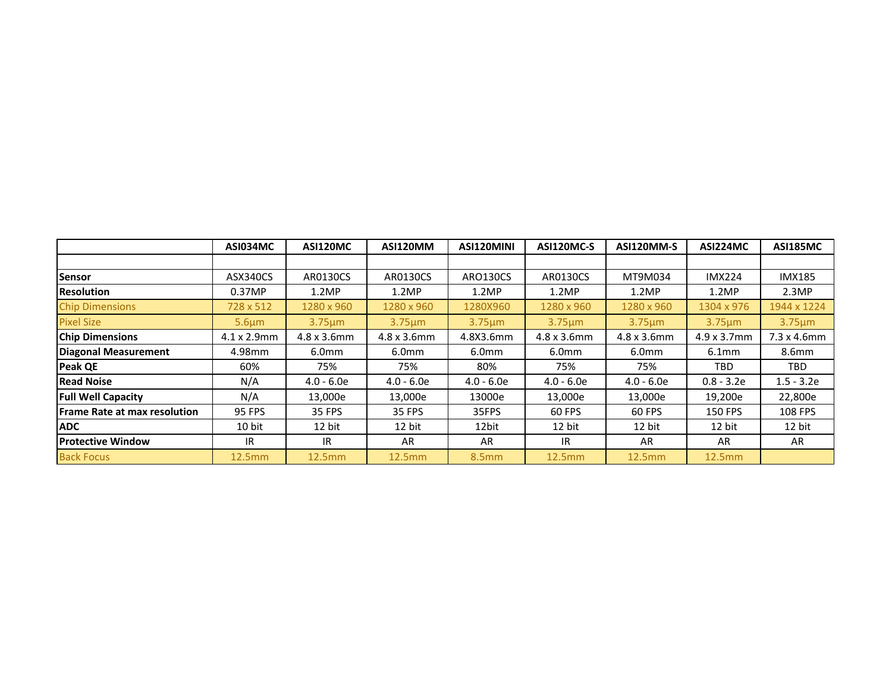| | ASI034MC | ASI120MC | ASI120MM | ASI120MINI | ASI120MC-S | ASI120MM-S | ASI224MC | ASI185MC |
|---|---|---|---|---|---|---|---|---|
| | | | | | | | | |
| **Sensor** | ASX340CS | AR0130CS | AR0130CS | ARO130CS | AR0130CS | MT9M034 | IMX224 | IMX185 |
| **Resolution** | 0.37MP | 1.2MP | 1.2MP | 1.2MP | 1.2MP | 1.2MP | 1.2MP | 2.3MP |
| Chip Dimensions | 728 x 512 | 1280 x 960 | 1280 x 960 | 1280X960 | 1280 x 960 | 1280 x 960 | 1304 x 976 | 1944 x 1224 |
| Pixel Size | 5.6µm | 3.75µm | 3.75µm | 3.75µm | 3.75µm | 3.75µm | 3.75µm | 3.75µm |
| **Chip Dimensions** | 4.1 x 2.9mm | 4.8 x 3.6mm | 4.8 x 3.6mm | 4.8X3.6mm | 4.8 x 3.6mm | 4.8 x 3.6mm | 4.9 x 3.7mm | 7.3 x 4.6mm |
| **Diagonal Measurement** | 4.98mm | 6.0mm | 6.0mm | 6.0mm | 6.0mm | 6.0mm | 6.1mm | 8.6mm |
| **Peak QE** | 60% | 75% | 75% | 80% | 75% | 75% | TBD | TBD |
| **Read Noise** | N/A | 4.0 - 6.0e | 4.0 - 6.0e | 4.0 - 6.0e | 4.0 - 6.0e | 4.0 - 6.0e | 0.8 - 3.2e | 1.5 - 3.2e |
| **Full Well Capacity** | N/A | 13,000e | 13,000e | 13000e | 13,000e | 13,000e | 19,200e | 22,800e |
| **Frame Rate at max resolution** | 95 FPS | 35 FPS | 35 FPS | 35FPS | 60 FPS | 60 FPS | 150 FPS | 108 FPS |
| **ADC** | 10 bit | 12 bit | 12 bit | 12bit | 12 bit | 12 bit | 12 bit | 12 bit |
| **Protective Window** | IR | IR | AR | AR | IR | AR | AR | AR |
| Back Focus | 12.5mm | 12.5mm | 12.5mm | 8.5mm | 12.5mm | 12.5mm | 12.5mm | |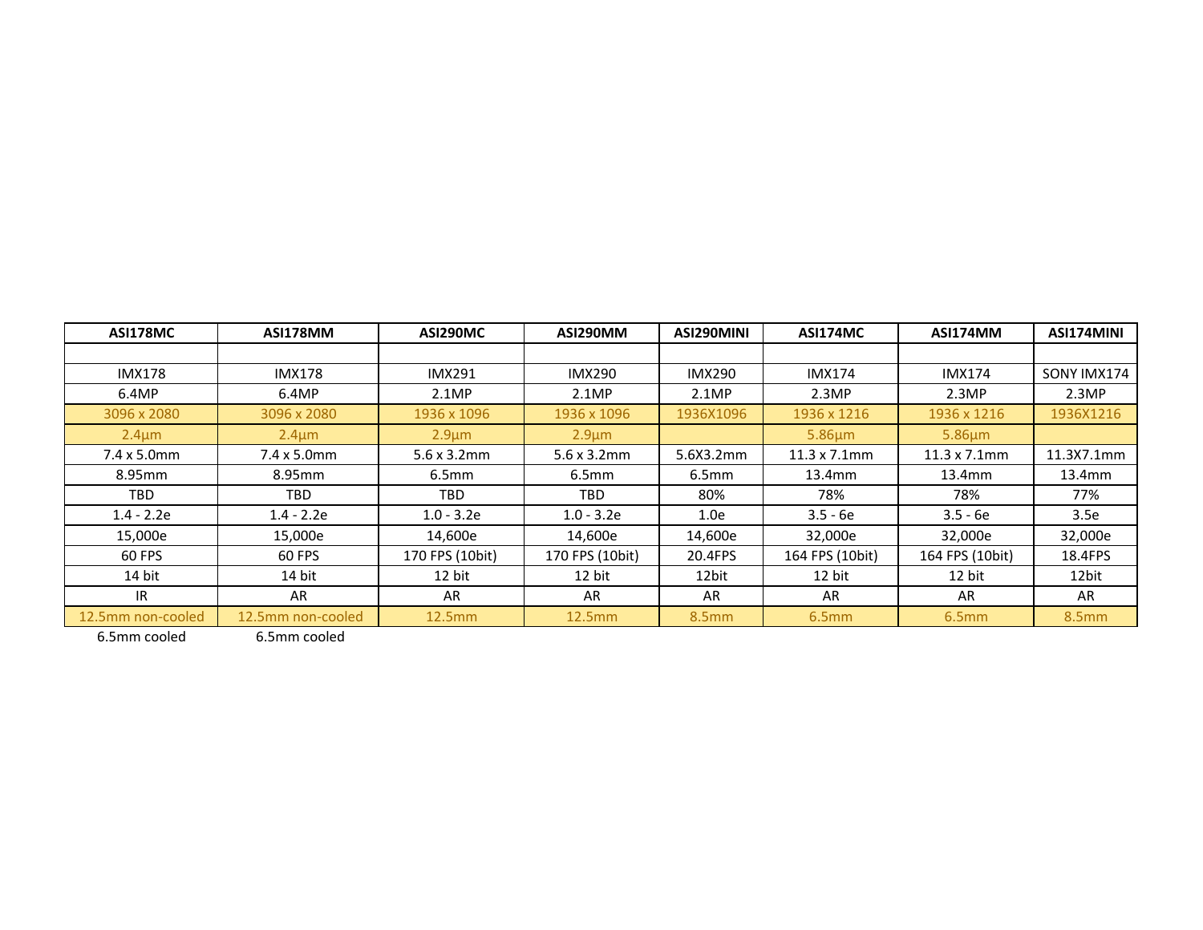| ASI178MC | ASI178MM | ASI290MC | ASI290MM | ASI290MINI | ASI174MC | ASI174MM | ASI174MINI |
|---|---|---|---|---|---|---|---|
| | | | | | | | |
| IMX178 | IMX178 | IMX291 | IMX290 | IMX290 | IMX174 | IMX174 | SONY IMX174 |
| 6.4MP | 6.4MP | 2.1MP | 2.1MP | 2.1MP | 2.3MP | 2.3MP | 2.3MP |
| 3096 x 2080 | 3096 x 2080 | 1936 x 1096 | 1936 x 1096 | 1936X1096 | 1936 x 1216 | 1936 x 1216 | 1936X1216 |
| 2.4µm | 2.4µm | 2.9µm | 2.9µm | | 5.86µm | 5.86µm | |
| 7.4 x 5.0mm | 7.4 x 5.0mm | 5.6 x 3.2mm | 5.6 x 3.2mm | 5.6X3.2mm | 11.3 x 7.1mm | 11.3 x 7.1mm | 11.3X7.1mm |
| 8.95mm | 8.95mm | 6.5mm | 6.5mm | 6.5mm | 13.4mm | 13.4mm | 13.4mm |
| TBD | TBD | TBD | TBD | 80% | 78% | 78% | 77% |
| 1.4 - 2.2e | 1.4 - 2.2e | 1.0 - 3.2e | 1.0 - 3.2e | 1.0e | 3.5 - 6e | 3.5 - 6e | 3.5e |
| 15,000e | 15,000e | 14,600e | 14,600e | 14,600e | 32,000e | 32,000e | 32,000e |
| 60 FPS | 60 FPS | 170 FPS (10bit) | 170 FPS (10bit) | 20.4FPS | 164 FPS (10bit) | 164 FPS (10bit) | 18.4FPS |
| 14 bit | 14 bit | 12 bit | 12 bit | 12bit | 12 bit | 12 bit | 12bit |
| IR | AR | AR | AR | AR | AR | AR | AR |
| 12.5mm non-cooled | 12.5mm non-cooled | 12.5mm | 12.5mm | 8.5mm | 6.5mm | 6.5mm | 8.5mm |
| 6.5mm cooled | 6.5mm cooled | | | | | | |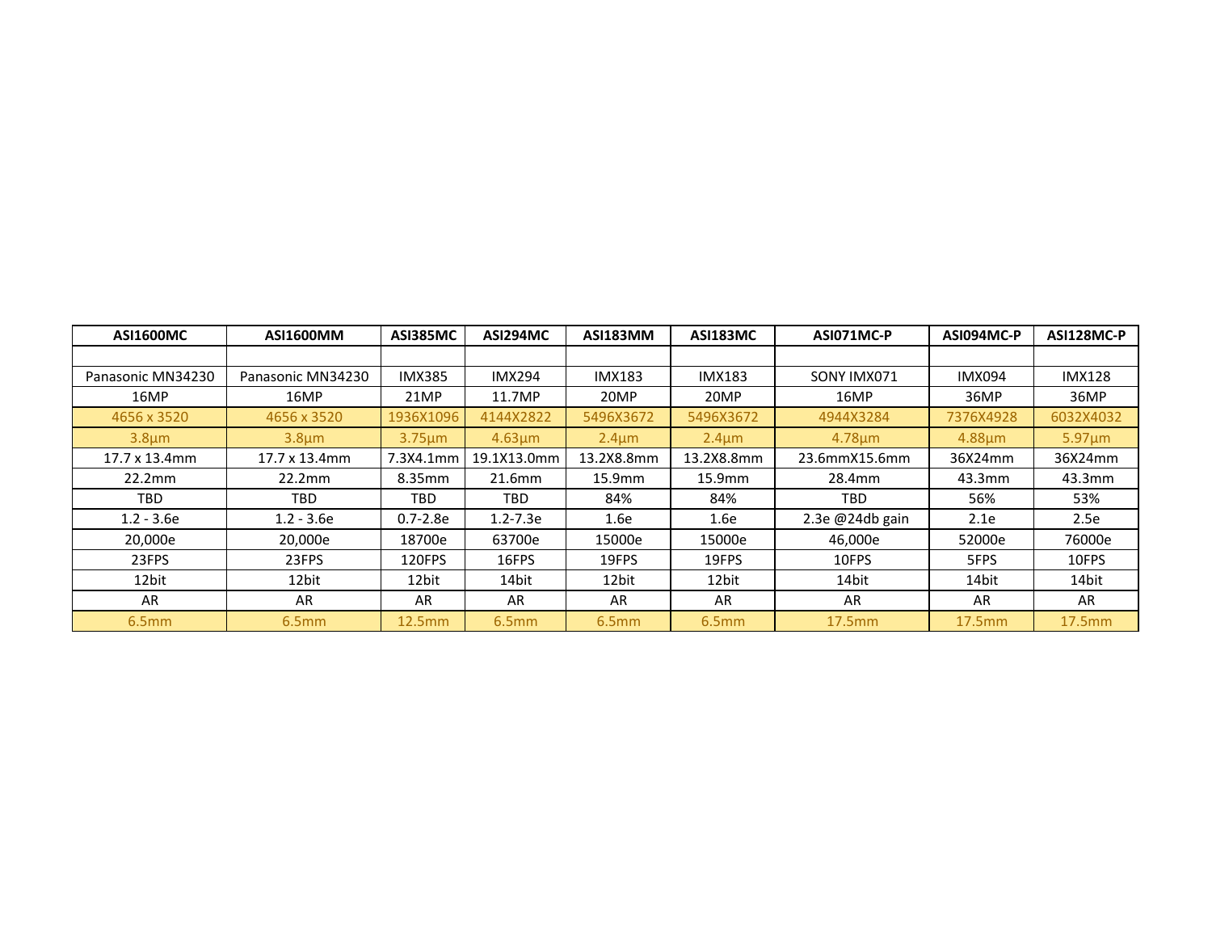| ASI1600MC | ASI1600MM | ASI385MC | ASI294MC | ASI183MM | ASI183MC | ASI071MC-P | ASI094MC-P | ASI128MC-P |
|---|---|---|---|---|---|---|---|---|
| | | | | | | | | |
| Panasonic MN34230 | Panasonic MN34230 | IMX385 | IMX294 | IMX183 | IMX183 | SONY IMX071 | IMX094 | IMX128 |
| 16MP | 16MP | 21MP | 11.7MP | 20MP | 20MP | 16MP | 36MP | 36MP |
| 4656 x 3520 | 4656 x 3520 | 1936X1096 | 4144X2822 | 5496X3672 | 5496X3672 | 4944X3284 | 7376X4928 | 6032X4032 |
| 3.8µm | 3.8µm | 3.75µm | 4.63µm | 2.4µm | 2.4µm | 4.78µm | 4.88µm | 5.97µm |
| 17.7 x 13.4mm | 17.7 x 13.4mm | 7.3X4.1mm | 19.1X13.0mm | 13.2X8.8mm | 13.2X8.8mm | 23.6mmX15.6mm | 36X24mm | 36X24mm |
| 22.2mm | 22.2mm | 8.35mm | 21.6mm | 15.9mm | 15.9mm | 28.4mm | 43.3mm | 43.3mm |
| TBD | TBD | TBD | TBD | 84% | 84% | TBD | 56% | 53% |
| 1.2 - 3.6e | 1.2 - 3.6e | 0.7-2.8e | 1.2-7.3e | 1.6e | 1.6e | 2.3e @24db gain | 2.1e | 2.5e |
| 20,000e | 20,000e | 18700e | 63700e | 15000e | 15000e | 46,000e | 52000e | 76000e |
| 23FPS | 23FPS | 120FPS | 16FPS | 19FPS | 19FPS | 10FPS | 5FPS | 10FPS |
| 12bit | 12bit | 12bit | 14bit | 12bit | 12bit | 14bit | 14bit | 14bit |
| AR | AR | AR | AR | AR | AR | AR | AR | AR |
| 6.5mm | 6.5mm | 12.5mm | 6.5mm | 6.5mm | 6.5mm | 17.5mm | 17.5mm | 17.5mm |